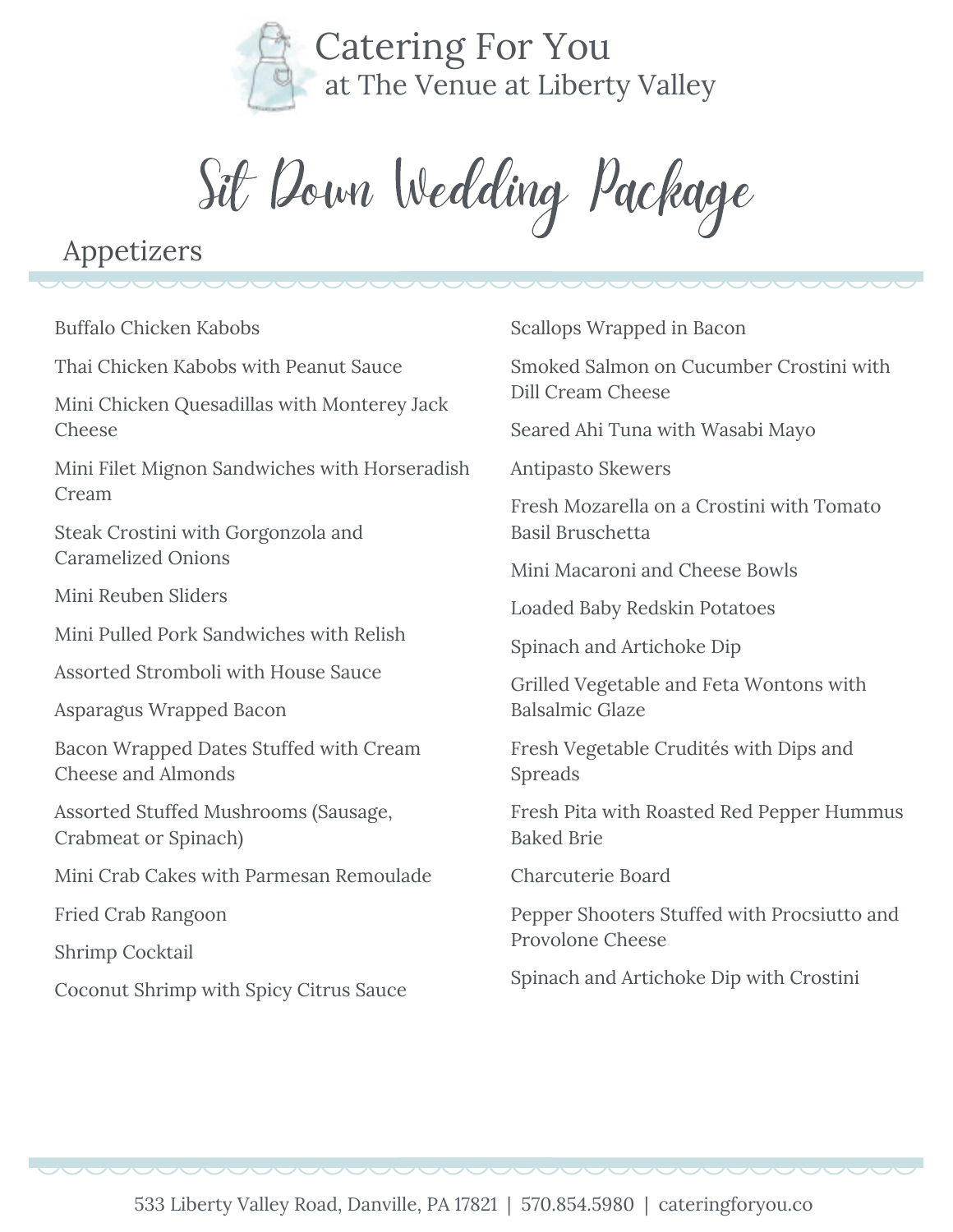# Catering For You
## at The Venue at Liberty Valley

# Sit Down Wedding Package

## Appetizers

- Buffalo Chicken Kabobs
- Thai Chicken Kabobs with Peanut Sauce
- Mini Chicken Quesadillas with Monterey Jack Cheese
- Mini Filet Mignon Sandwiches with Horseradish Cream
- Steak Crostini with Gorgonzola and Caramelized Onions
- Mini Reuben Sliders
- Mini Pulled Pork Sandwiches with Relish
- Assorted Stromboli with House Sauce
- Asparagus Wrapped Bacon
- Bacon Wrapped Dates Stuffed with Cream Cheese and Almonds
- Assorted Stuffed Mushrooms (Sausage, Crabmeat or Spinach)
- Mini Crab Cakes with Parmesan Remoulade
- Fried Crab Rangoon
- Shrimp Cocktail
- Coconut Shrimp with Spicy Citrus Sauce
- Scallops Wrapped in Bacon
- Smoked Salmon on Cucumber Crostini with Dill Cream Cheese
- Seared Ahi Tuna with Wasabi Mayo
- Antipasto Skewers
- Fresh Mozarella on a Crostini with Tomato Basil Bruschetta
- Mini Macaroni and Cheese Bowls
- Loaded Baby Redskin Potatoes
- Spinach and Artichoke Dip
- Grilled Vegetable and Feta Wontons with Balsalmic Glaze
- Fresh Vegetable Crudités with Dips and Spreads
- Fresh Pita with Roasted Red Pepper Hummus Baked Brie
- Charcuterie Board
- Pepper Shooters Stuffed with Procsiutto and Provolone Cheese
- Spinach and Artichoke Dip with Crostini

533 Liberty Valley Road, Danville, PA 17821 | 570.854.5980 | cateringforyou.co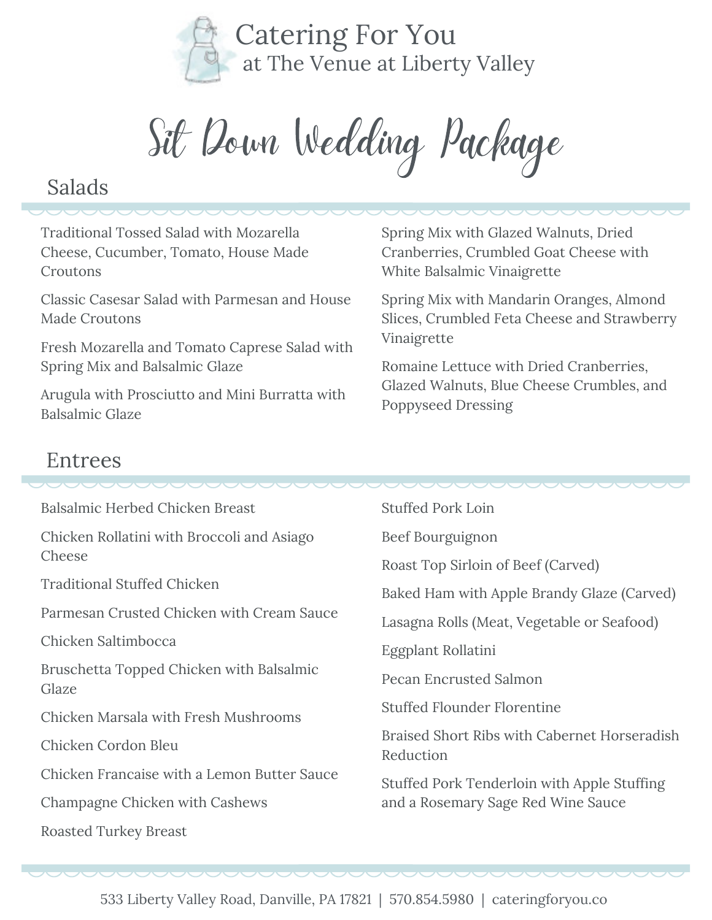# Catering For You
at The Venue at Liberty Valley

## Sit Down Wedding Package

### Salads

Traditional Tossed Salad with Mozarella Cheese, Cucumber, Tomato, House Made Croutons

Classic Casesar Salad with Parmesan and House Made Croutons

Fresh Mozarella and Tomato Caprese Salad with Spring Mix and Balsalmic Glaze

Arugula with Prosciutto and Mini Burratta with Balsalmic Glaze

Spring Mix with Glazed Walnuts, Dried Cranberries, Crumbled Goat Cheese with White Balsalmic Vinaigrette

Spring Mix with Mandarin Oranges, Almond Slices, Crumbled Feta Cheese and Strawberry Vinaigrette

Romaine Lettuce with Dried Cranberries, Glazed Walnuts, Blue Cheese Crumbles, and Poppyseed Dressing

### Entrees

Balsalmic Herbed Chicken Breast

Chicken Rollatini with Broccoli and Asiago Cheese

Traditional Stuffed Chicken

Parmesan Crusted Chicken with Cream Sauce

Chicken Saltimbocca

Bruschetta Topped Chicken with Balsalmic Glaze

Chicken Marsala with Fresh Mushrooms

Chicken Cordon Bleu

Chicken Francaise with a Lemon Butter Sauce

Champagne Chicken with Cashews

Roasted Turkey Breast

Stuffed Pork Loin

Beef Bourguignon

Roast Top Sirloin of Beef (Carved)

Baked Ham with Apple Brandy Glaze (Carved)

Lasagna Rolls (Meat, Vegetable or Seafood)

Eggplant Rollatini

Pecan Encrusted Salmon

Stuffed Flounder Florentine

Braised Short Ribs with Cabernet Horseradish Reduction

Stuffed Pork Tenderloin with Apple Stuffing and a Rosemary Sage Red Wine Sauce

533 Liberty Valley Road, Danville, PA 17821 | 570.854.5980 | cateringforyou.co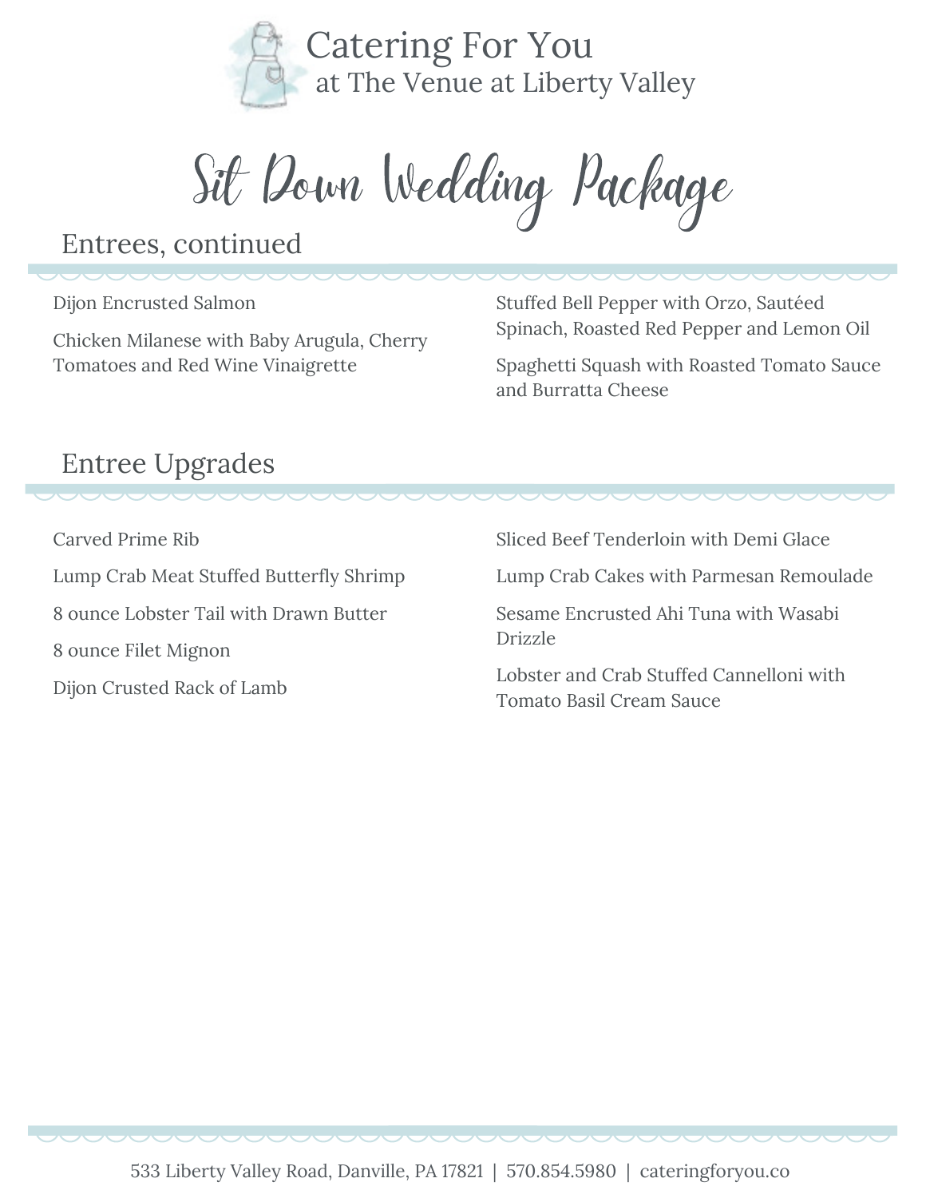# Catering For You
at The Venue at Liberty Valley

## Sit Down Wedding Package

### Entrees, continued

Dijon Encrusted Salmon

Chicken Milanese with Baby Arugula, Cherry Tomatoes and Red Wine Vinaigrette

Stuffed Bell Pepper with Orzo, Sautéed Spinach, Roasted Red Pepper and Lemon Oil

Spaghetti Squash with Roasted Tomato Sauce and Burratta Cheese

### Entree Upgrades

Carved Prime Rib

Lump Crab Meat Stuffed Butterfly Shrimp

8 ounce Lobster Tail with Drawn Butter

8 ounce Filet Mignon

Dijon Crusted Rack of Lamb

Sliced Beef Tenderloin with Demi Glace

Lump Crab Cakes with Parmesan Remoulade

Sesame Encrusted Ahi Tuna with Wasabi Drizzle

Lobster and Crab Stuffed Cannelloni with Tomato Basil Cream Sauce

533 Liberty Valley Road, Danville, PA 17821 | 570.854.5980 | cateringforyou.co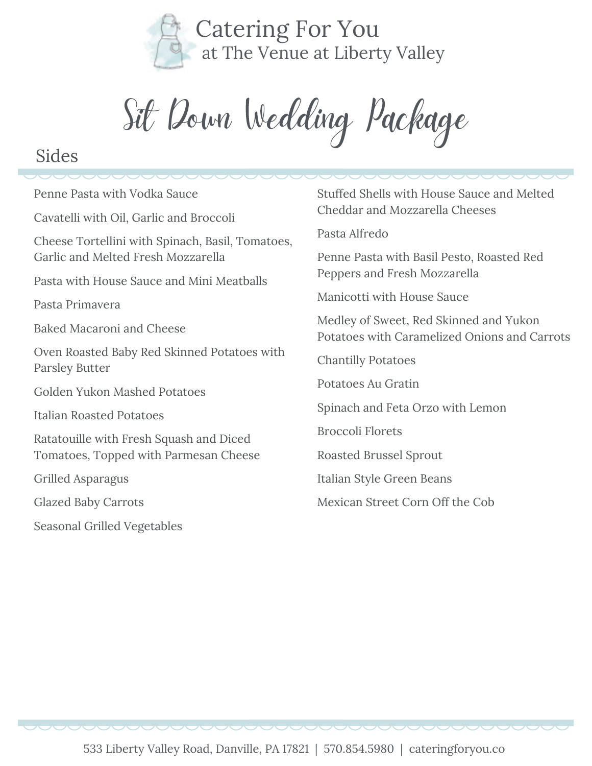# Catering For You
at The Venue at Liberty Valley

## Sit Down Wedding Package

### Sides

Penne Pasta with Vodka Sauce

Cavatelli with Oil, Garlic and Broccoli

Cheese Tortellini with Spinach, Basil, Tomatoes, Garlic and Melted Fresh Mozzarella

Pasta with House Sauce and Mini Meatballs

Pasta Primavera

Baked Macaroni and Cheese

Oven Roasted Baby Red Skinned Potatoes with Parsley Butter

Golden Yukon Mashed Potatoes

Italian Roasted Potatoes

Ratatouille with Fresh Squash and Diced Tomatoes, Topped with Parmesan Cheese

Grilled Asparagus

Glazed Baby Carrots

Seasonal Grilled Vegetables

Stuffed Shells with House Sauce and Melted Cheddar and Mozzarella Cheeses

Pasta Alfredo

Penne Pasta with Basil Pesto, Roasted Red Peppers and Fresh Mozzarella

Manicotti with House Sauce

Medley of Sweet, Red Skinned and Yukon Potatoes with Caramelized Onions and Carrots

Chantilly Potatoes

Potatoes Au Gratin

Spinach and Feta Orzo with Lemon

Broccoli Florets

Roasted Brussel Sprout

Italian Style Green Beans

Mexican Street Corn Off the Cob

533 Liberty Valley Road, Danville, PA 17821 | 570.854.5980 | cateringforyou.co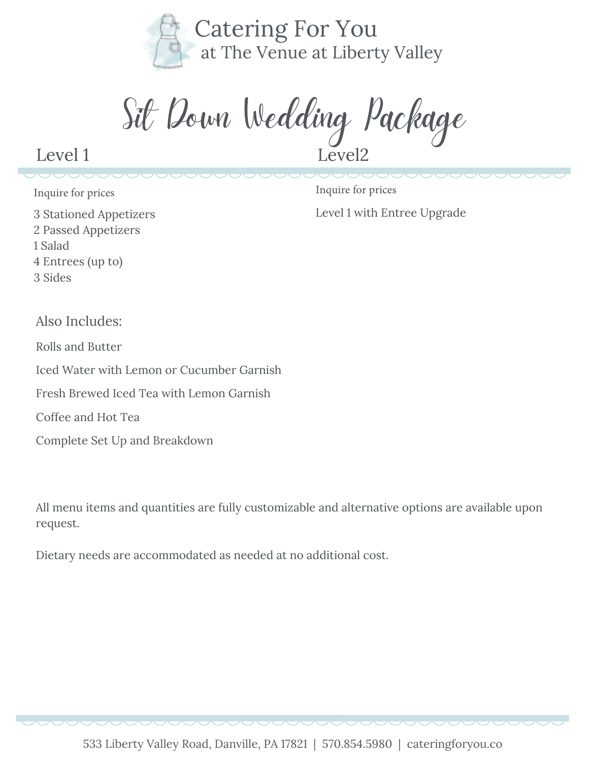# Catering For You
at The Venue at Liberty Valley

## Sit Down Wedding Package

### Level 1

Inquire for prices

3 Stationed Appetizers
2 Passed Appetizers
1 Salad
4 Entrees (up to)
3 Sides

### Level2

Inquire for prices

Level 1 with Entree Upgrade

### Also Includes:

Rolls and Butter

Iced Water with Lemon or Cucumber Garnish

Fresh Brewed Iced Tea with Lemon Garnish

Coffee and Hot Tea

Complete Set Up and Breakdown

All menu items and quantities are fully customizable and alternative options are available upon request.

Dietary needs are accommodated as needed at no additional cost.

533 Liberty Valley Road, Danville, PA 17821 | 570.854.5980 | cateringforyou.co